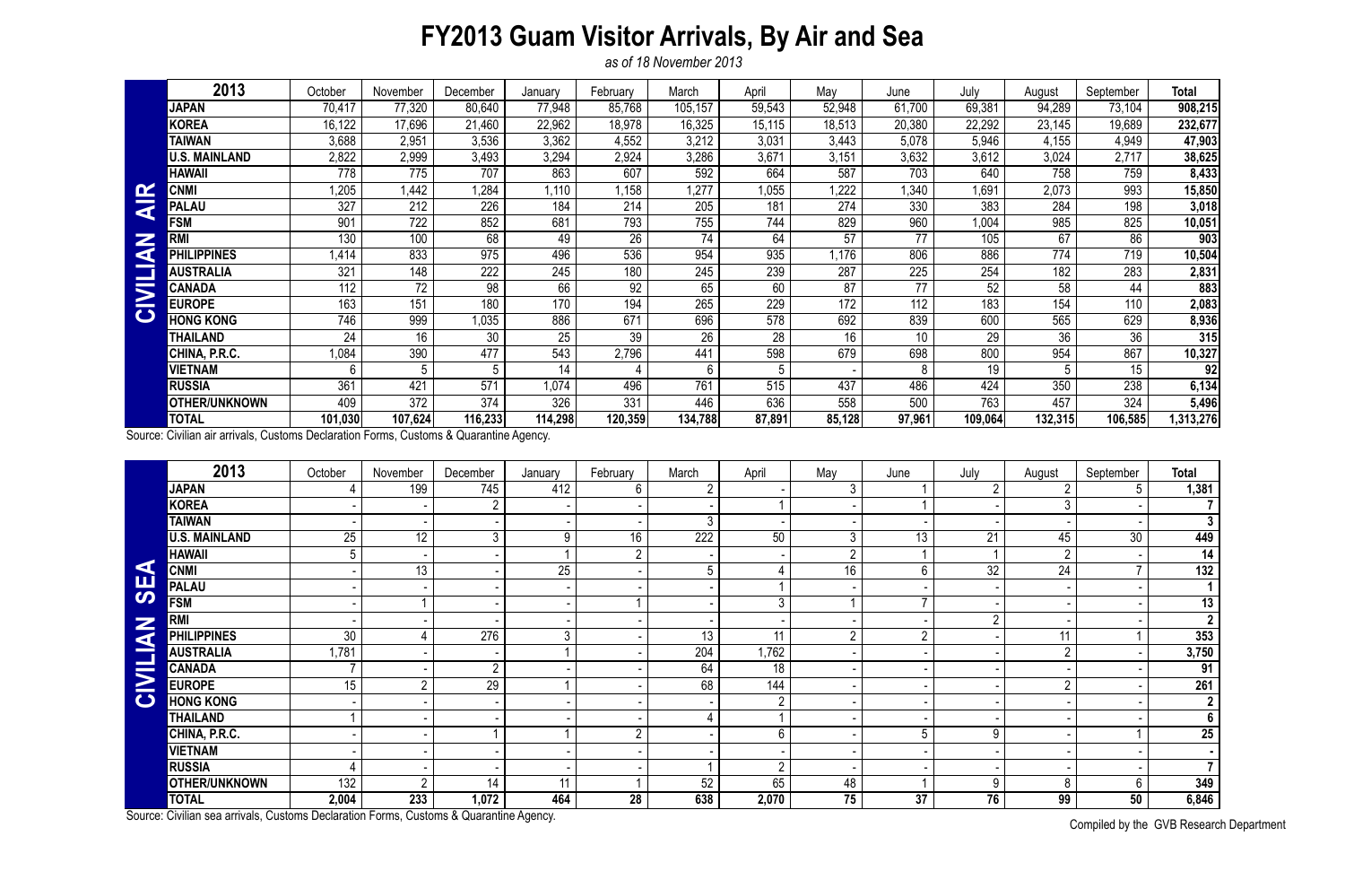# FY2013 Guam Visitor Arrivals, By Air and Sea

*as of 18 November 2013*

**CIVILIAN AIR**

| 2013 | October | November | December | January | February | March | April | May | June | July | August | September | Total |
|---|---|---|---|---|---|---|---|---|---|---|---|---|---|
| **JAPAN** | 70,417 | 77,320 | 80,640 | 77,948 | 85,768 | 105,157 | 59,543 | 52,948 | 61,700 | 69,381 | 94,289 | 73,104 | **908,215** |
| **KOREA** | 16,122 | 17,696 | 21,460 | 22,962 | 18,978 | 16,325 | 15,115 | 18,513 | 20,380 | 22,292 | 23,145 | 19,689 | **232,677** |
| **TAIWAN** | 3,688 | 2,951 | 3,536 | 3,362 | 4,552 | 3,212 | 3,031 | 3,443 | 5,078 | 5,946 | 4,155 | 4,949 | **47,903** |
| **U.S. MAINLAND** | 2,822 | 2,999 | 3,493 | 3,294 | 2,924 | 3,286 | 3,671 | 3,151 | 3,632 | 3,612 | 3,024 | 2,717 | **38,625** |
| **HAWAII** | 778 | 775 | 707 | 863 | 607 | 592 | 664 | 587 | 703 | 640 | 758 | 759 | **8,433** |
| **CNMI** | 1,205 | 1,442 | 1,284 | 1,110 | 1,158 | 1,277 | 1,055 | 1,222 | 1,340 | 1,691 | 2,073 | 993 | **15,850** |
| **PALAU** | 327 | 212 | 226 | 184 | 214 | 205 | 181 | 274 | 330 | 383 | 284 | 198 | **3,018** |
| **FSM** | 901 | 722 | 852 | 681 | 793 | 755 | 744 | 829 | 960 | 1,004 | 985 | 825 | **10,051** |
| **RMI** | 130 | 100 | 68 | 49 | 26 | 74 | 64 | 57 | 77 | 105 | 67 | 86 | **903** |
| **PHILIPPINES** | 1,414 | 833 | 975 | 496 | 536 | 954 | 935 | 1,176 | 806 | 886 | 774 | 719 | **10,504** |
| **AUSTRALIA** | 321 | 148 | 222 | 245 | 180 | 245 | 239 | 287 | 225 | 254 | 182 | 283 | **2,831** |
| **CANADA** | 112 | 72 | 98 | 66 | 92 | 65 | 60 | 87 | 77 | 52 | 58 | 44 | **883** |
| **EUROPE** | 163 | 151 | 180 | 170 | 194 | 265 | 229 | 172 | 112 | 183 | 154 | 110 | **2,083** |
| **HONG KONG** | 746 | 999 | 1,035 | 886 | 671 | 696 | 578 | 692 | 839 | 600 | 565 | 629 | **8,936** |
| **THAILAND** | 24 | 16 | 30 | 25 | 39 | 26 | 28 | 16 | 10 | 29 | 36 | 36 | **315** |
| **CHINA, P.R.C.** | 1,084 | 390 | 477 | 543 | 2,796 | 441 | 598 | 679 | 698 | 800 | 954 | 867 | **10,327** |
| **VIETNAM** | 6 | 5 | 5 | 14 | 4 | 6 | 5 | - | 8 | 19 | 5 | 15 | **92** |
| **RUSSIA** | 361 | 421 | 571 | 1,074 | 496 | 761 | 515 | 437 | 486 | 424 | 350 | 238 | **6,134** |
| **OTHER/UNKNOWN** | 409 | 372 | 374 | 326 | 331 | 446 | 636 | 558 | 500 | 763 | 457 | 324 | **5,496** |
| **TOTAL** | **101,030** | **107,624** | **116,233** | **114,298** | **120,359** | **134,788** | **87,891** | **85,128** | **97,961** | **109,064** | **132,315** | **106,585** | **1,313,276** |

Source: Civilian air arrivals, Customs Declaration Forms, Customs & Quarantine Agency.

**CIVILIAN SEA**

| 2013 | October | November | December | January | February | March | April | May | June | July | August | September | Total |
|---|---|---|---|---|---|---|---|---|---|---|---|---|---|
| **JAPAN** | 4 | 199 | 745 | 412 | 6 | 2 | - | 3 | 1 | 2 | 2 | 5 | **1,381** |
| **KOREA** | - | - | 2 | - | - | - | 1 | - | 1 | - | 3 | - | **7** |
| **TAIWAN** | - | - | - | - | - | 3 | - | - | - | - | - | - | **3** |
| **U.S. MAINLAND** | 25 | 12 | 3 | 9 | 16 | 222 | 50 | 3 | 13 | 21 | 45 | 30 | **449** |
| **HAWAII** | 5 | - | - | 1 | 2 | - | - | 2 | 1 | 1 | 2 | - | **14** |
| **CNMI** | - | 13 | - | 25 | - | 5 | 4 | 16 | 6 | 32 | 24 | 7 | **132** |
| **PALAU** | - | - | - | - | - | - | 1 | - | - | - | - | - | **1** |
| **FSM** | - | 1 | - | - | 1 | - | 3 | 1 | 7 | - | - | - | **13** |
| **RMI** | - | - | - | - | - | - | - | - | - | 2 | - | - | **2** |
| **PHILIPPINES** | 30 | 4 | 276 | 3 | - | 13 | 11 | 2 | 2 | - | 11 | 1 | **353** |
| **AUSTRALIA** | 1,781 | - | - | 1 | - | 204 | 1,762 | - | - | - | 2 | - | **3,750** |
| **CANADA** | 7 | - | 2 | - | - | 64 | 18 | - | - | - | - | - | **91** |
| **EUROPE** | 15 | 2 | 29 | 1 | - | 68 | 144 | - | - | - | 2 | - | **261** |
| **HONG KONG** | - | - | - | - | - | - | 2 | - | - | - | - | - | **2** |
| **THAILAND** | 1 | - | - | - | - | 4 | 1 | - | - | - | - | - | **6** |
| **CHINA, P.R.C.** | - | - | 1 | 1 | 2 | - | 6 | - | 5 | 9 | - | 1 | **25** |
| **VIETNAM** | - | - | - | - | - | - | - | - | - | - | - | - | **-** |
| **RUSSIA** | 4 | - | - | - | - | 1 | 2 | - | - | - | - | - | **7** |
| **OTHER/UNKNOWN** | 132 | 2 | 14 | 11 | 1 | 52 | 65 | 48 | 1 | 9 | 8 | 6 | **349** |
| **TOTAL** | **2,004** | **233** | **1,072** | **464** | **28** | **638** | **2,070** | **75** | **37** | **76** | **99** | **50** | **6,846** |

Source: Civilian sea arrivals, Customs Declaration Forms, Customs & Quarantine Agency.

Compiled by the GVB Research Department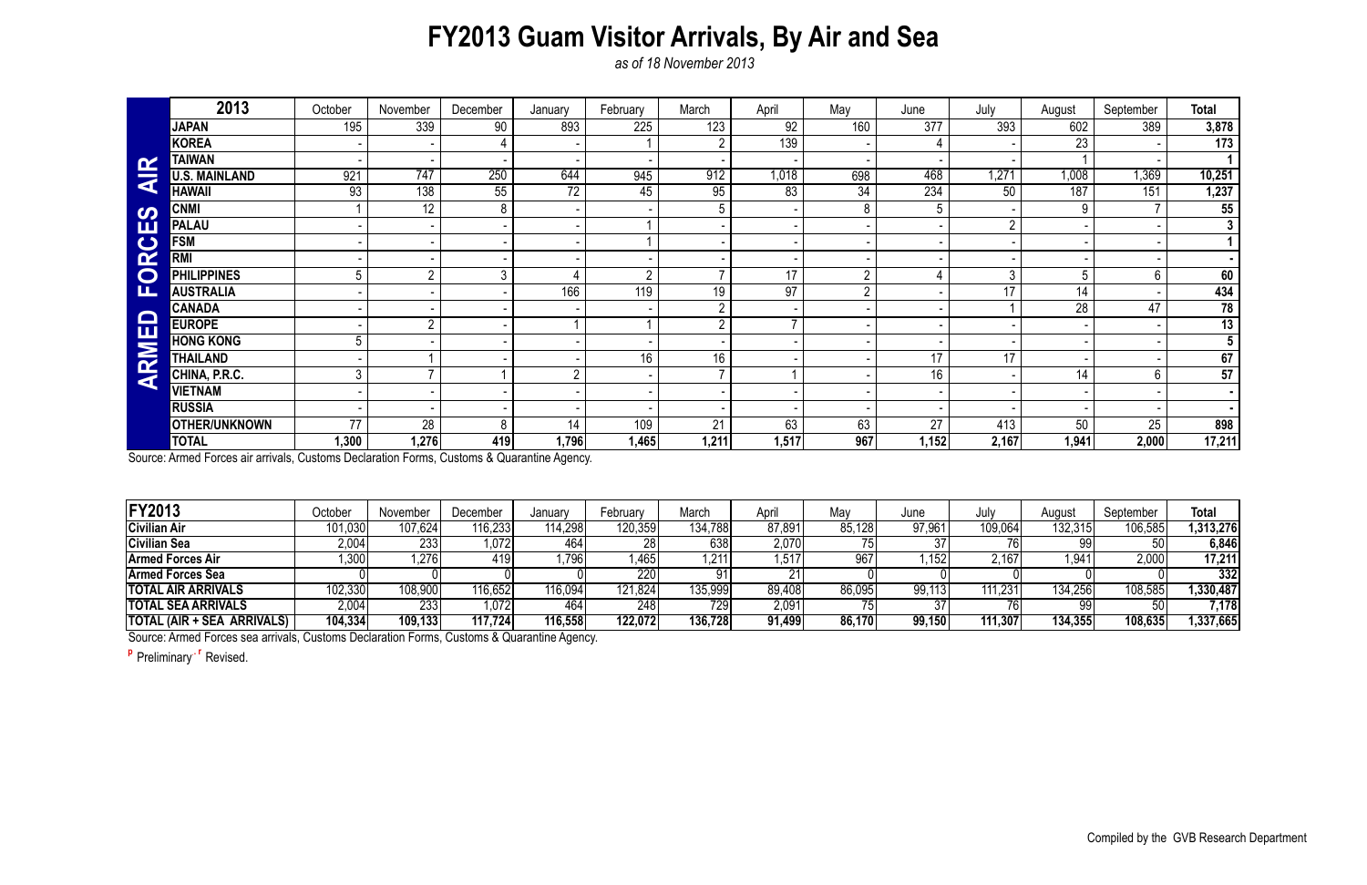# FY2013 Guam Visitor Arrivals, By Air and Sea

*as of 18 November 2013*

| | 2013 | October | November | December | January | February | March | April | May | June | July | August | September | Total |
|---|---|---|---|---|---|---|---|---|---|---|---|---|---|---|
| ARMED FORCES AIR | JAPAN | 195 | 339 | 90 | 893 | 225 | 123 | 92 | 160 | 377 | 393 | 602 | 389 | 3,878 |
| | KOREA | - | - | 4 | - | 1 | 2 | 139 | - | 4 | - | 23 | - | 173 |
| | TAIWAN | - | - | - | - | - | - | - | - | - | - | 1 | - | 1 |
| | U.S. MAINLAND | 921 | 747 | 250 | 644 | 945 | 912 | 1,018 | 698 | 468 | 1,271 | 1,008 | 1,369 | 10,251 |
| | HAWAII | 93 | 138 | 55 | 72 | 45 | 95 | 83 | 34 | 234 | 50 | 187 | 151 | 1,237 |
| | CNMI | 1 | 12 | 8 | - | - | 5 | - | 8 | 5 | - | 9 | 7 | 55 |
| | PALAU | - | - | - | - | 1 | - | - | - | - | 2 | - | - | 3 |
| | FSM | - | - | - | - | 1 | - | - | - | - | - | - | - | 1 |
| | RMI | - | - | - | - | - | - | - | - | - | - | - | - | - |
| | PHILIPPINES | 5 | 2 | 3 | 4 | 2 | 7 | 17 | 2 | 4 | 3 | 5 | 6 | 60 |
| | AUSTRALIA | - | - | - | 166 | 119 | 19 | 97 | 2 | - | 17 | 14 | - | 434 |
| | CANADA | - | - | - | - | - | 2 | - | - | - | 1 | 28 | 47 | 78 |
| | EUROPE | - | 2 | - | 1 | 1 | 2 | 7 | - | - | - | - | - | 13 |
| | HONG KONG | 5 | - | - | - | - | - | - | - | - | - | - | - | 5 |
| | THAILAND | - | 1 | - | - | 16 | 16 | - | - | 17 | 17 | - | - | 67 |
| | CHINA, P.R.C. | 3 | 7 | 1 | 2 | - | 7 | 1 | - | 16 | - | 14 | 6 | 57 |
| | VIETNAM | - | - | - | - | - | - | - | - | - | - | - | - | - |
| | RUSSIA | - | - | - | - | - | - | - | - | - | - | - | - | - |
| | OTHER/UNKNOWN | 77 | 28 | 8 | 14 | 109 | 21 | 63 | 63 | 27 | 413 | 50 | 25 | 898 |
| | TOTAL | 1,300 | 1,276 | 419 | 1,796 | 1,465 | 1,211 | 1,517 | 967 | 1,152 | 2,167 | 1,941 | 2,000 | 17,211 |

Source: Armed Forces air arrivals, Customs Declaration Forms, Customs & Quarantine Agency.

| FY2013 | October | November | December | January | February | March | April | May | June | July | August | September | Total |
|---|---|---|---|---|---|---|---|---|---|---|---|---|---|
| Civilian Air | 101,030 | 107,624 | 116,233 | 114,298 | 120,359 | 134,788 | 87,891 | 85,128 | 97,961 | 109,064 | 132,315 | 106,585 | 1,313,276 |
| Civilian Sea | 2,004 | 233 | 1,072 | 464 | 28 | 638 | 2,070 | 75 | 37 | 76 | 99 | 50 | 6,846 |
| Armed Forces Air | 1,300 | 1,276 | 419 | 1,796 | 1,465 | 1,211 | 1,517 | 967 | 1,152 | 2,167 | 1,941 | 2,000 | 17,211 |
| Armed Forces Sea | 0 | 0 | 0 | 0 | 220 | 91 | 21 | 0 | 0 | 0 | 0 | 0 | 332 |
| TOTAL AIR ARRIVALS | 102,330 | 108,900 | 116,652 | 116,094 | 121,824 | 135,999 | 89,408 | 86,095 | 99,113 | 111,231 | 134,256 | 108,585 | 1,330,487 |
| TOTAL SEA ARRIVALS | 2,004 | 233 | 1,072 | 464 | 248 | 729 | 2,091 | 75 | 37 | 76 | 99 | 50 | 7,178 |
| TOTAL (AIR + SEA ARRIVALS) | 104,334 | 109,133 | 117,724 | 116,558 | 122,072 | 136,728 | 91,499 | 86,170 | 99,150 | 111,307 | 134,355 | 108,635 | 1,337,665 |

Source: Armed Forces sea arrivals, Customs Declaration Forms, Customs & Quarantine Agency.

[p] Preliminary · [r] Revised.

Compiled by the GVB Research Department